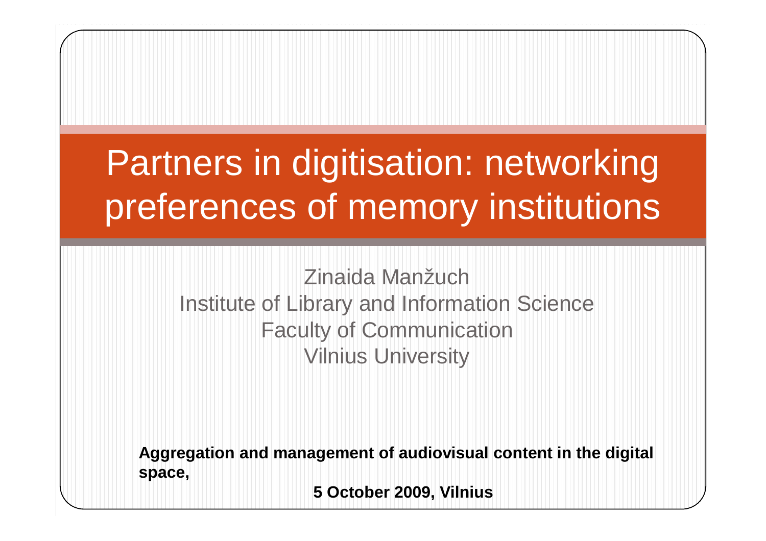# Partners in digitisation: networking preferences of memory institutions

Zinaida Manžuch
Institute of Library and Information Science
Faculty of Communication
Vilnius University

**Aggregation and management of audiovisual content in the digital space,**

**5 October 2009, Vilnius**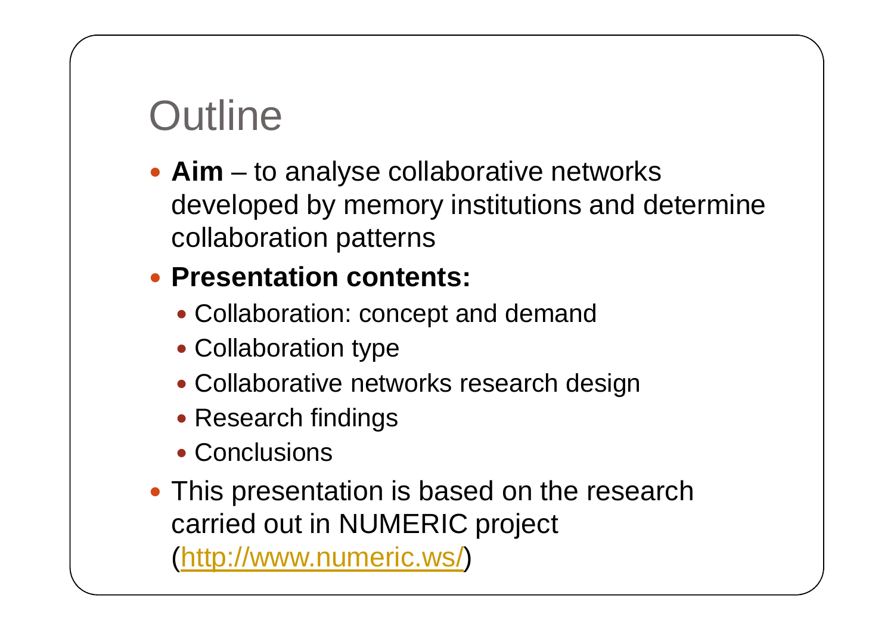# Outline

- **Aim** – to analyse collaborative networks developed by memory institutions and determine collaboration patterns
- **Presentation contents:**
  - Collaboration: concept and demand
  - Collaboration type
  - Collaborative networks research design
  - Research findings
  - Conclusions
- This presentation is based on the research carried out in NUMERIC project (http://www.numeric.ws/)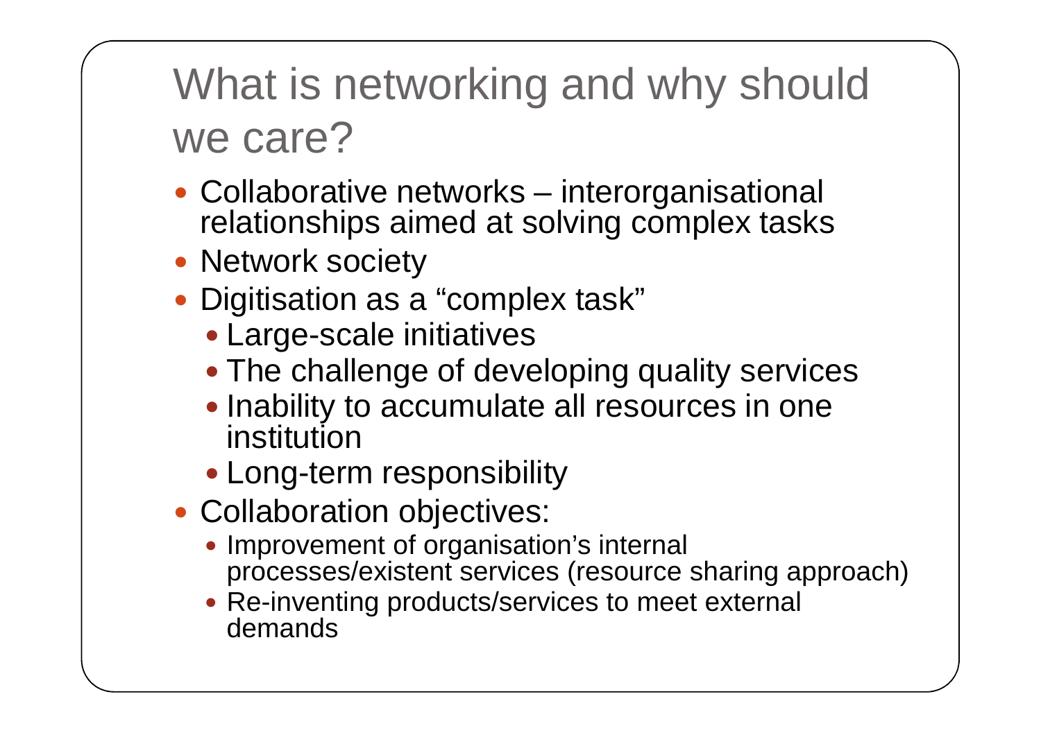# What is networking and why should we care?

- Collaborative networks – interorganisational relationships aimed at solving complex tasks
- Network society
- Digitisation as a "complex task"
  - Large-scale initiatives
  - The challenge of developing quality services
  - Inability to accumulate all resources in one institution
  - Long-term responsibility
- Collaboration objectives:
  - Improvement of organisation's internal processes/existent services (resource sharing approach)
  - Re-inventing products/services to meet external demands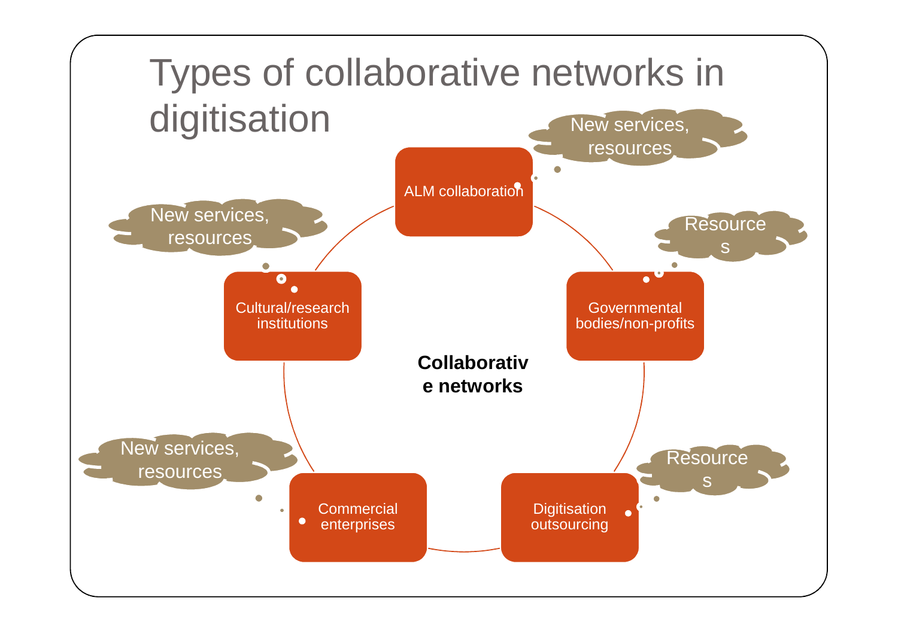# Types of collaborative networks in digitisation

**Collaborative networks**

- ALM collaboration — New services, resources
- Governmental bodies/non-profits — Resources
- Digitisation outsourcing — Resources
- Commercial enterprises — New services, resources
- Cultural/research institutions — New services, resources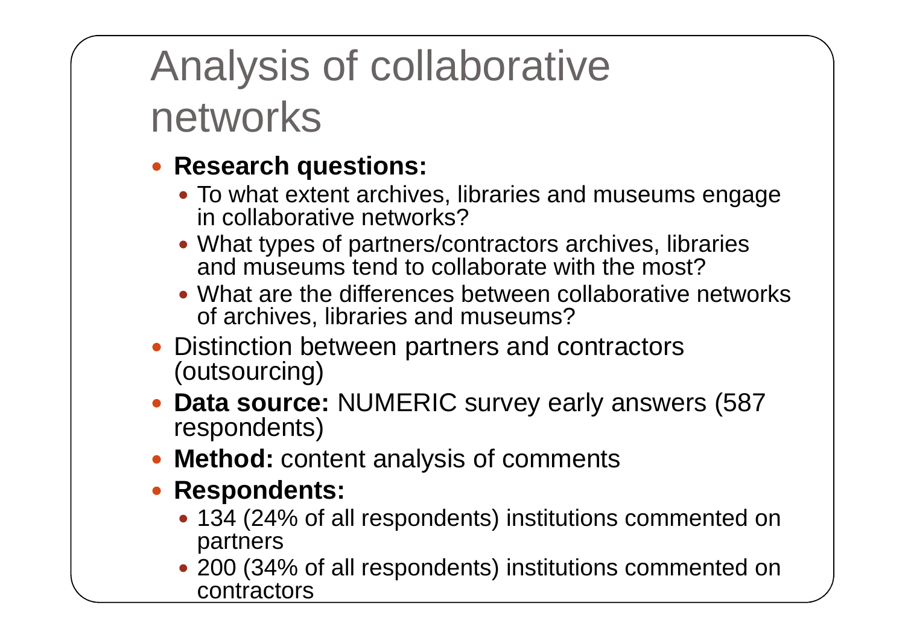# Analysis of collaborative networks

- **Research questions:**
  - To what extent archives, libraries and museums engage in collaborative networks?
  - What types of partners/contractors archives, libraries and museums tend to collaborate with the most?
  - What are the differences between collaborative networks of archives, libraries and museums?
- Distinction between partners and contractors (outsourcing)
- **Data source:** NUMERIC survey early answers (587 respondents)
- **Method:** content analysis of comments
- **Respondents:**
  - 134 (24% of all respondents) institutions commented on partners
  - 200 (34% of all respondents) institutions commented on contractors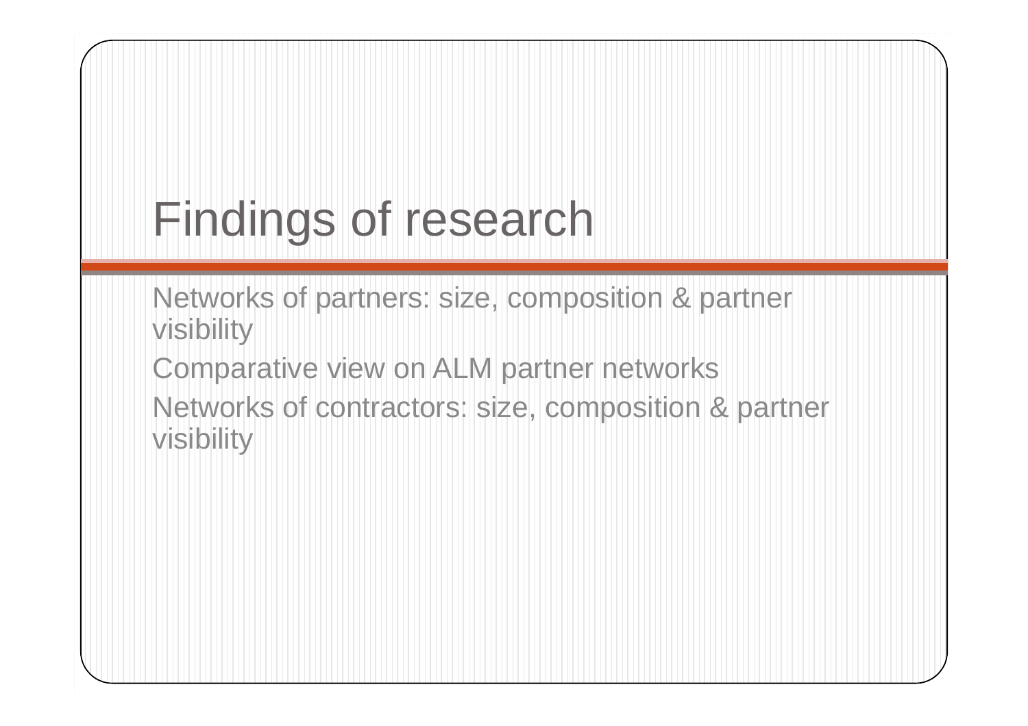# Findings of research

- Networks of partners: size, composition & partner visibility
- Comparative view on ALM partner networks
- Networks of contractors: size, composition & partner visibility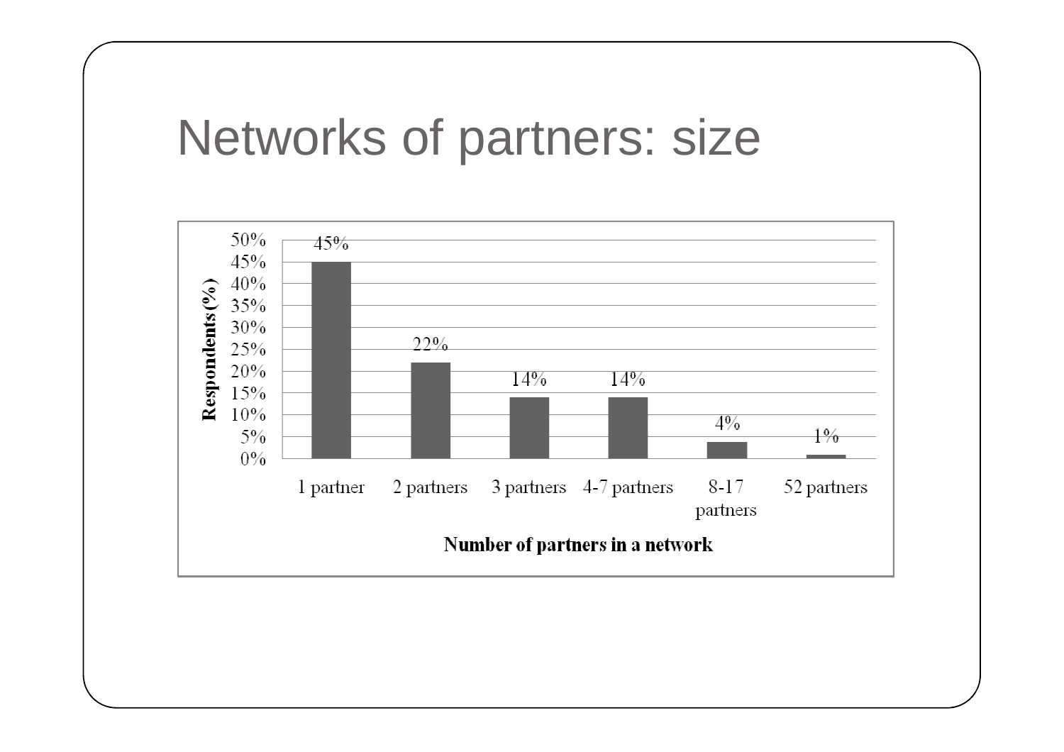# Networks of partners: size

| Number of partners in a network | Respondents (%) |
| --- | --- |
| 1 partner | 45% |
| 2 partners | 22% |
| 3 partners | 14% |
| 4-7 partners | 14% |
| 8-17 partners | 4% |
| 52 partners | 1% |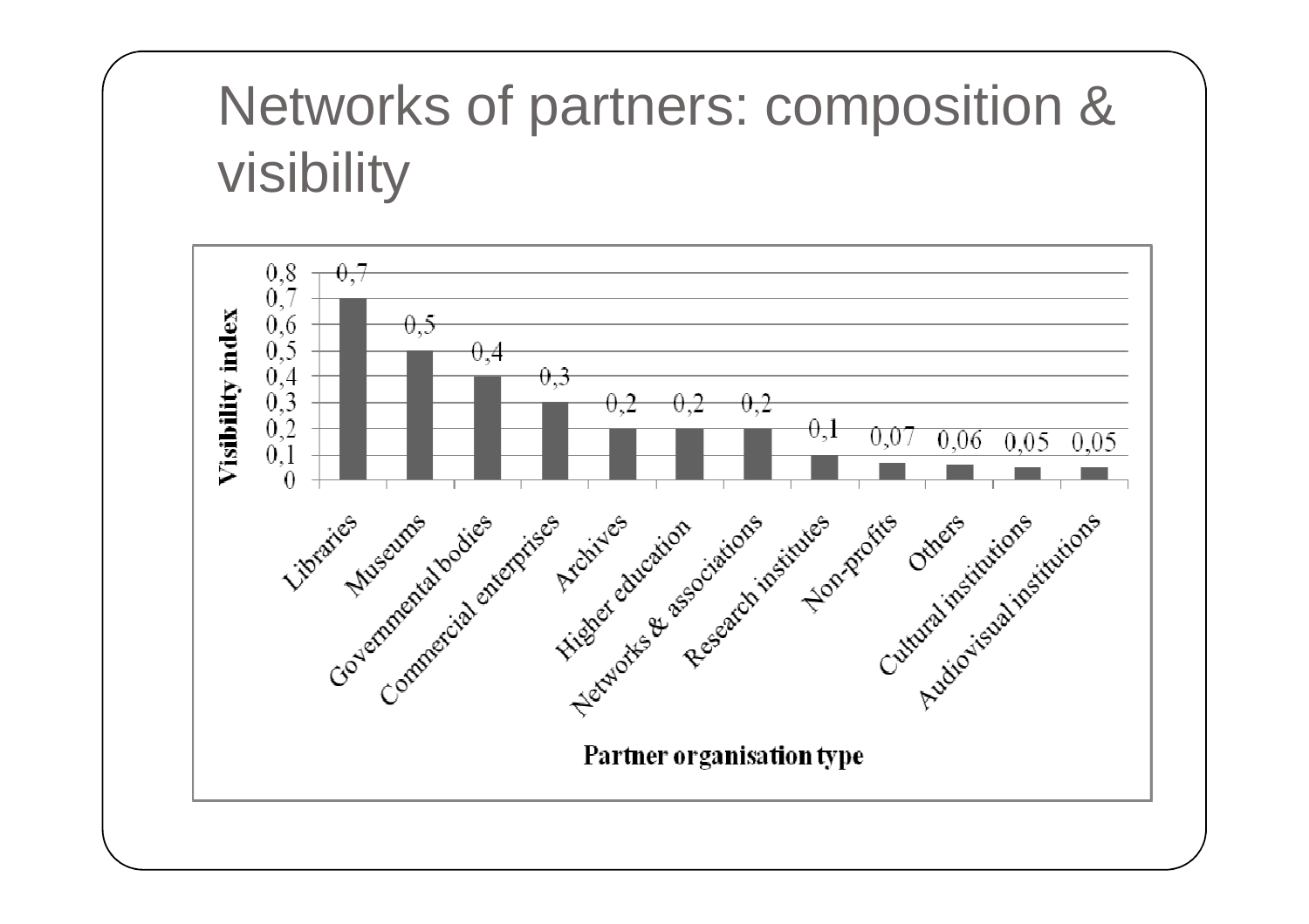# Networks of partners: composition & visibility

| Partner organisation type | Visibility index |
|---|---|
| Libraries | 0,7 |
| Museums | 0,5 |
| Governmental bodies | 0,4 |
| Commercial enterprises | 0,3 |
| Archives | 0,2 |
| Higher education | 0,2 |
| Networks & associations | 0,2 |
| Research institutes | 0,1 |
| Non-profits | 0,07 |
| Others | 0,06 |
| Cultural institutions | 0,05 |
| Audiovisual institutions | 0,05 |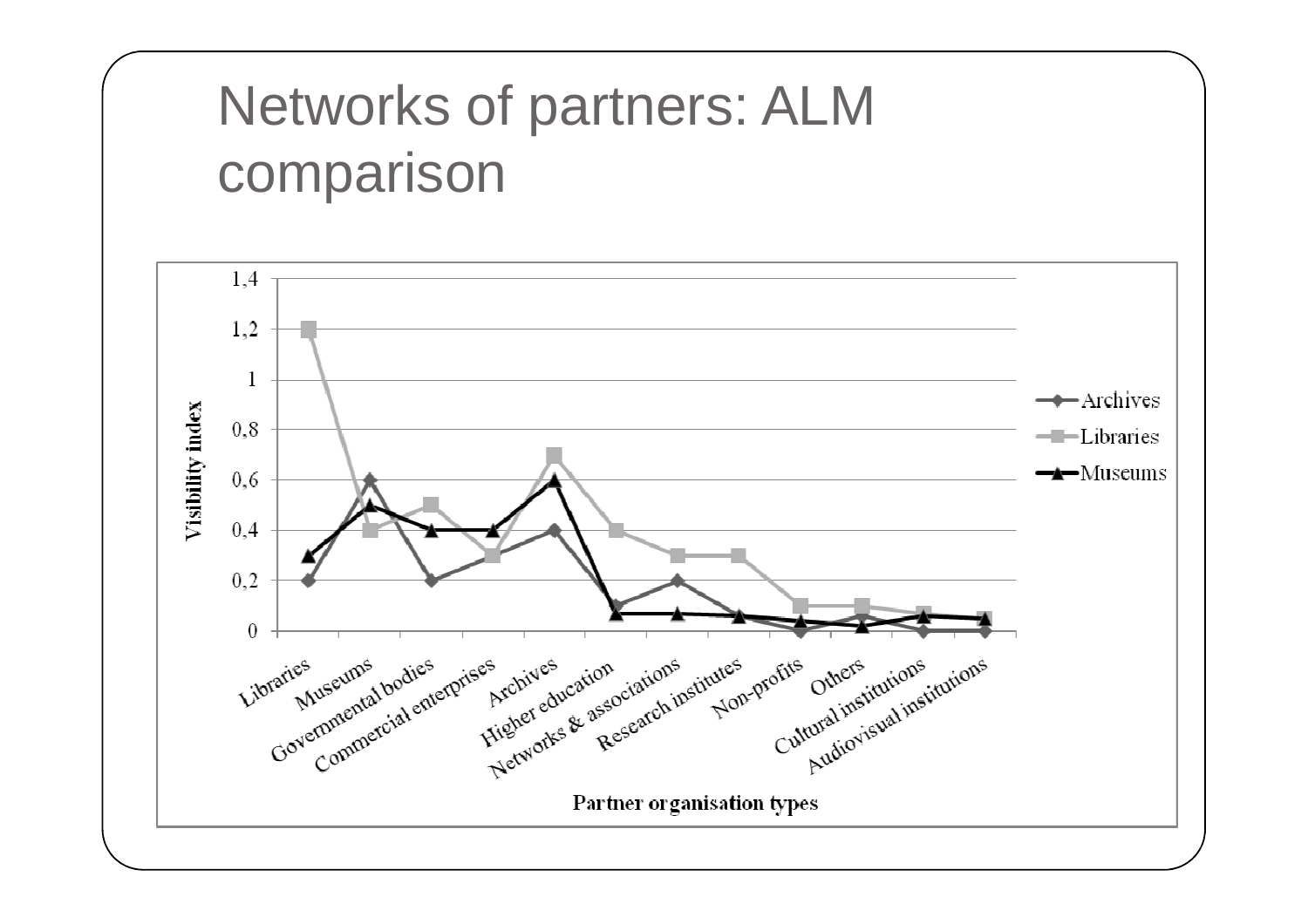# Networks of partners: ALM comparison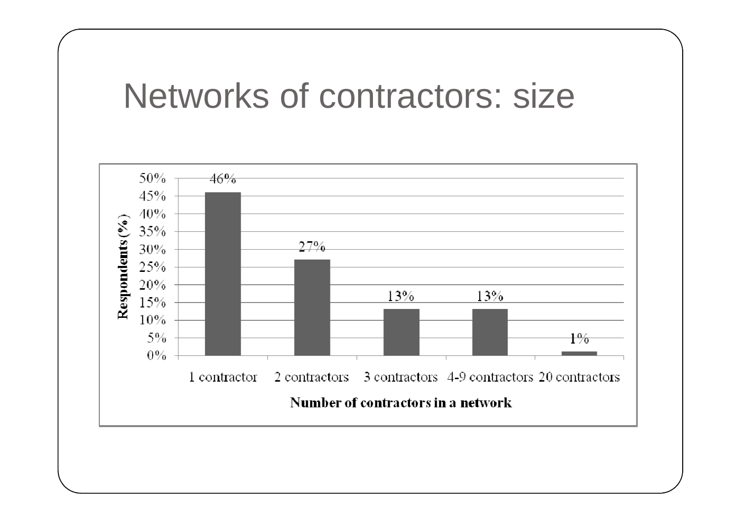# Networks of contractors: size

| Number of contractors in a network | Respondents (%) |
| --- | --- |
| 1 contractor | 46% |
| 2 contractors | 27% |
| 3 contractors | 13% |
| 4-9 contractors | 13% |
| 20 contractors | 1% |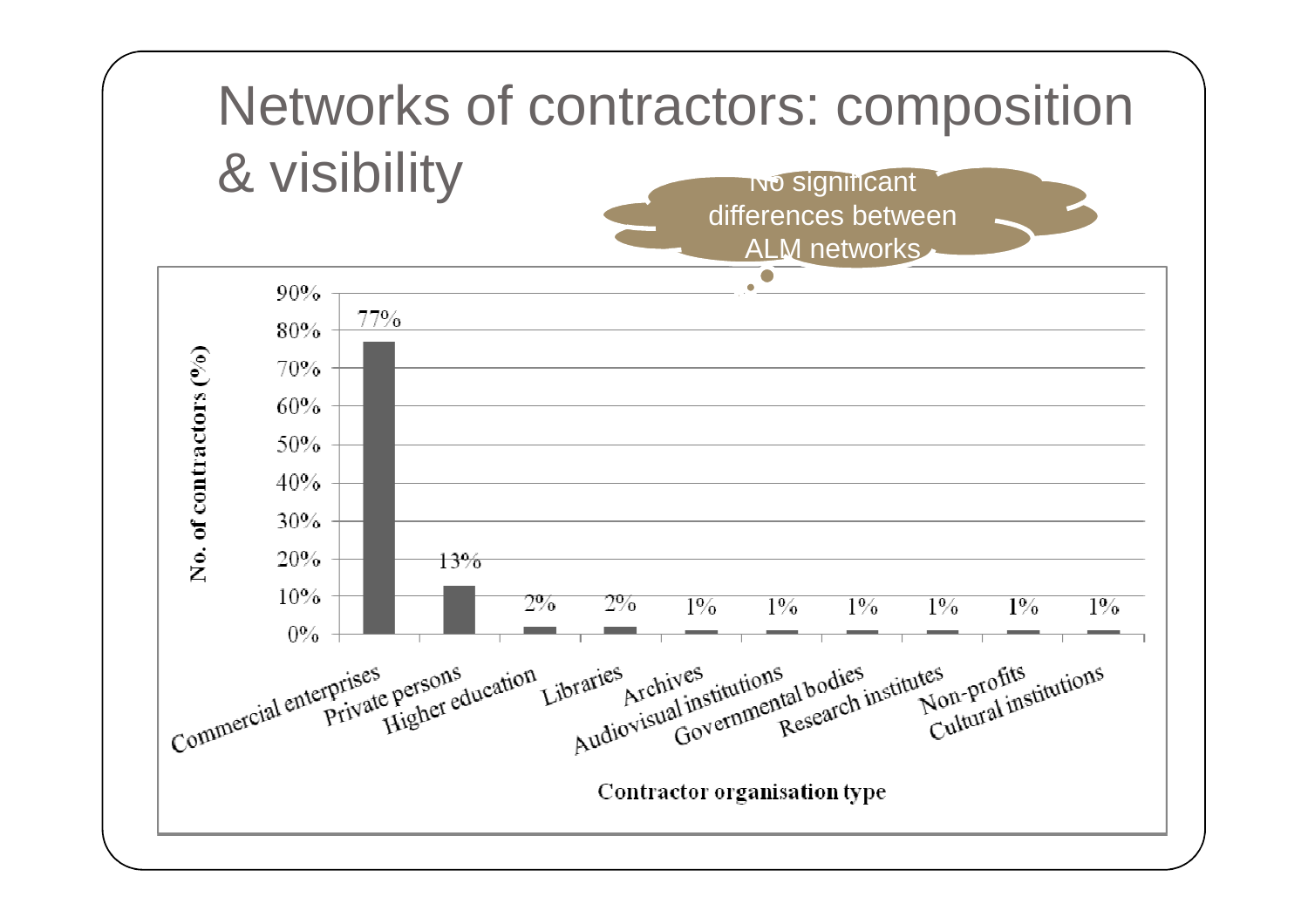# Networks of contractors: composition & visibility

No significant differences between ALM networks

| Contractor organisation type | No. of contractors (%) |
| --- | --- |
| Commercial enterprises | 77% |
| Private persons | 13% |
| Higher education | 2% |
| Libraries | 2% |
| Archives | 1% |
| Audiovisual institutions | 1% |
| Governmental bodies | 1% |
| Research institutes | 1% |
| Non-profits | 1% |
| Cultural institutions | 1% |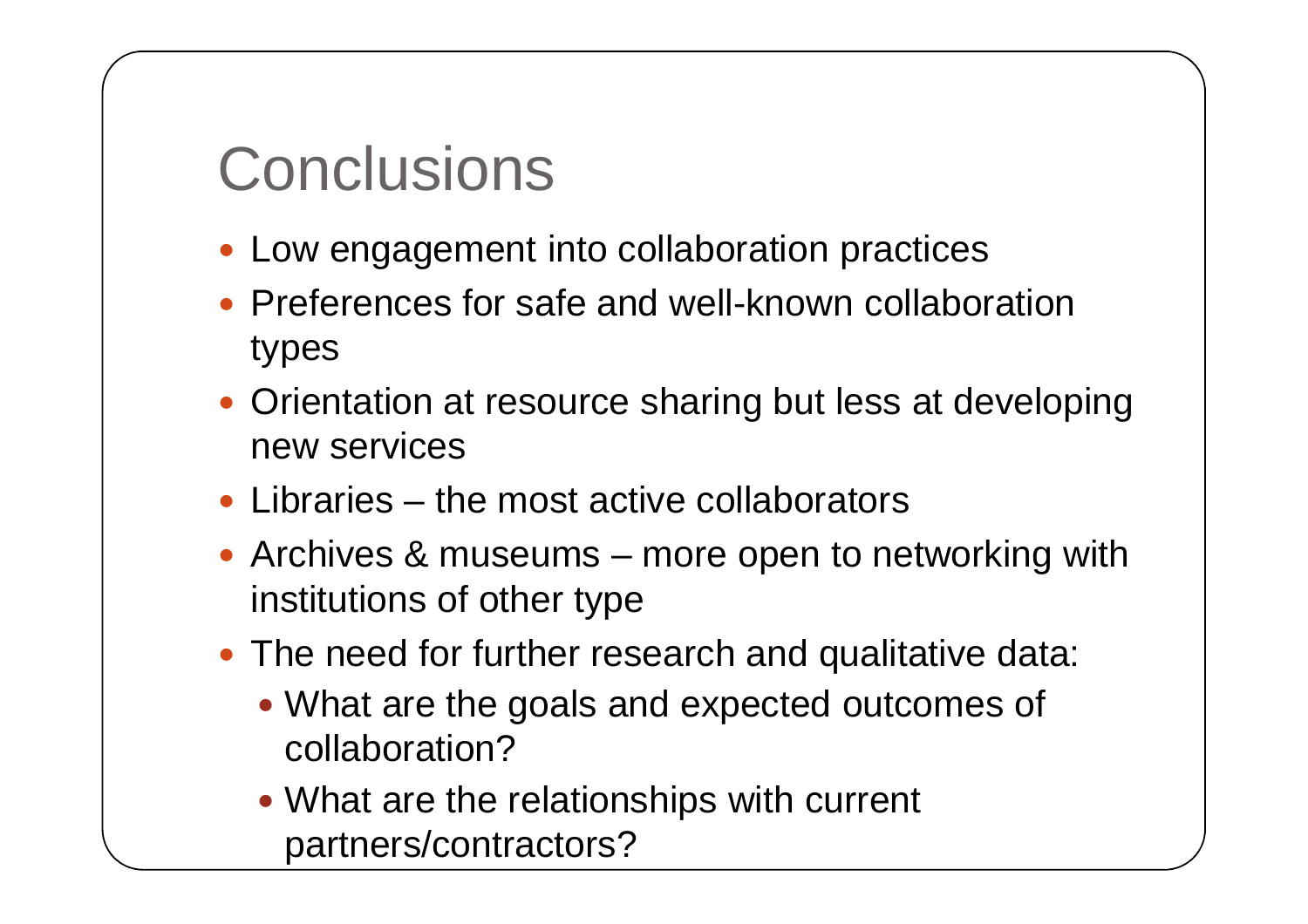# Conclusions

- Low engagement into collaboration practices
- Preferences for safe and well-known collaboration types
- Orientation at resource sharing but less at developing new services
- Libraries – the most active collaborators
- Archives & museums – more open to networking with institutions of other type
- The need for further research and qualitative data:
  - What are the goals and expected outcomes of collaboration?
  - What are the relationships with current partners/contractors?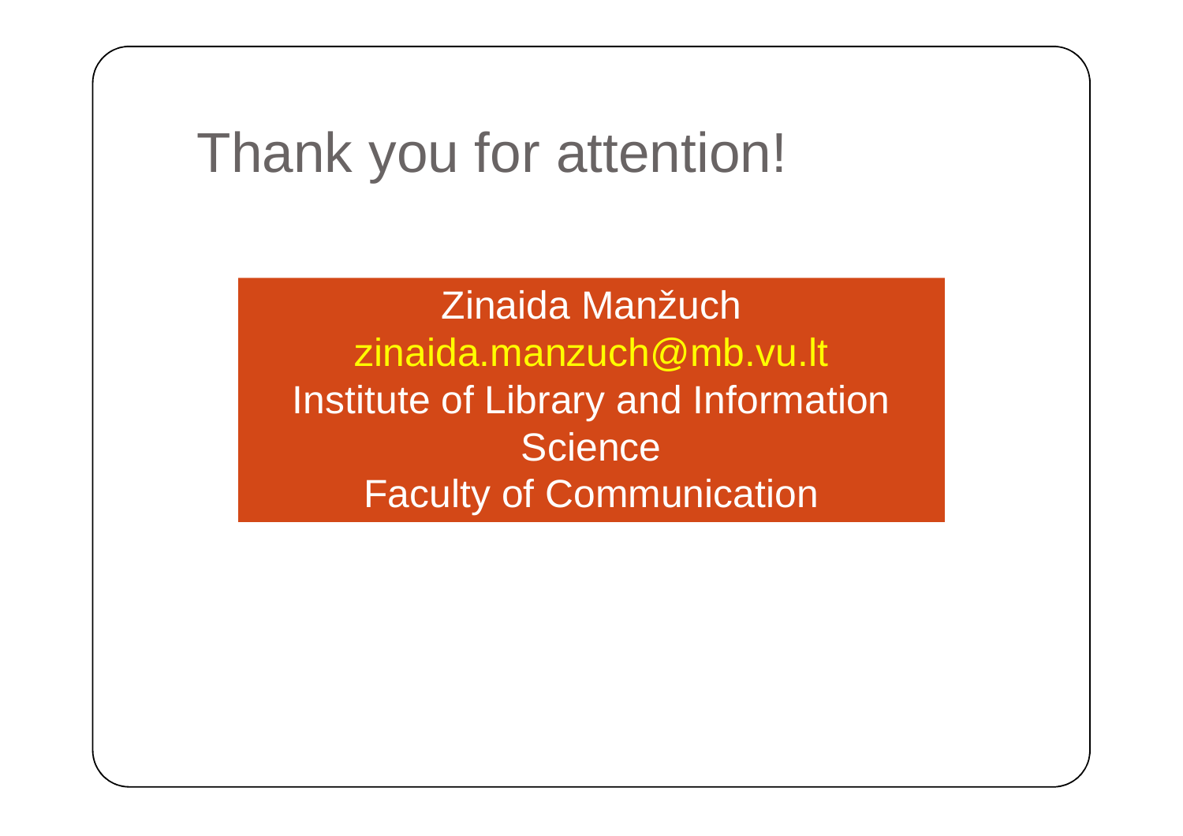# Thank you for attention!

Zinaida Manžuch
zinaida.manzuch@mb.vu.lt
Institute of Library and Information Science
Faculty of Communication